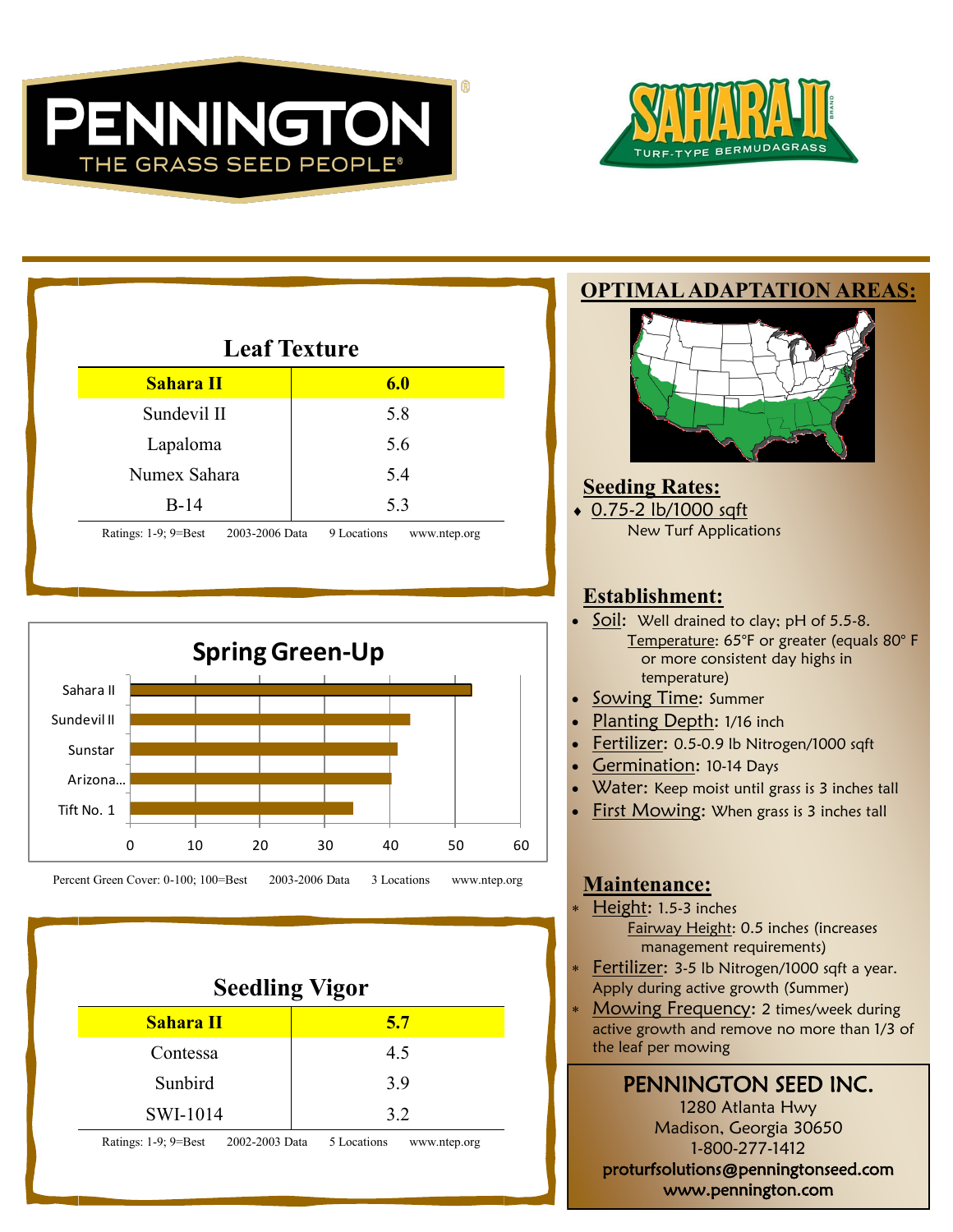# PENNINGTON
THE GRASS SEED PEOPLE®

# SAHARA II
TURF-TYPE BERMUDAGRASS

## Leaf Texture

| Sahara II | 6.0 |
|---|---|
| Sundevil II | 5.8 |
| Lapaloma | 5.6 |
| Numex Sahara | 5.4 |
| B-14 | 5.3 |

Ratings: 1-9; 9=Best 2003-2006 Data 9 Locations www.ntep.org

## Spring Green-Up

| Variety | Percent Green Cover (approx.) |
|---|---|
| Sahara II | 52 |
| Sundevil II | 43 |
| Sunstar | 41 |
| Arizona... | 40 |
| Tift No. 1 | 34 |

Percent Green Cover: 0-100; 100=Best 2003-2006 Data 3 Locations www.ntep.org

## Seedling Vigor

| Sahara II | 5.7 |
|---|---|
| Contessa | 4.5 |
| Sunbird | 3.9 |
| SWI-1014 | 3.2 |

Ratings: 1-9; 9=Best 2002-2003 Data 5 Locations www.ntep.org

## OPTIMAL ADAPTATION AREAS:

## Seeding Rates:

- 0.75-2 lb/1000 sqft
  New Turf Applications

## Establishment:

- Soil: Well drained to clay; pH of 5.5-8.
  Temperature: 65°F or greater (equals 80° F or more consistent day highs in temperature)
- Sowing Time: Summer
- Planting Depth: 1/16 inch
- Fertilizer: 0.5-0.9 lb Nitrogen/1000 sqft
- Germination: 10-14 Days
- Water: Keep moist until grass is 3 inches tall
- First Mowing: When grass is 3 inches tall

## Maintenance:

- Height: 1.5-3 inches
  Fairway Height: 0.5 inches (increases management requirements)
- Fertilizer: 3-5 lb Nitrogen/1000 sqft a year. Apply during active growth (Summer)
- Mowing Frequency: 2 times/week during active growth and remove no more than 1/3 of the leaf per mowing

**PENNINGTON SEED INC.**
1280 Atlanta Hwy
Madison, Georgia 30650
1-800-277-1412
**proturfsolutions@penningtonseed.com**
**www.pennington.com**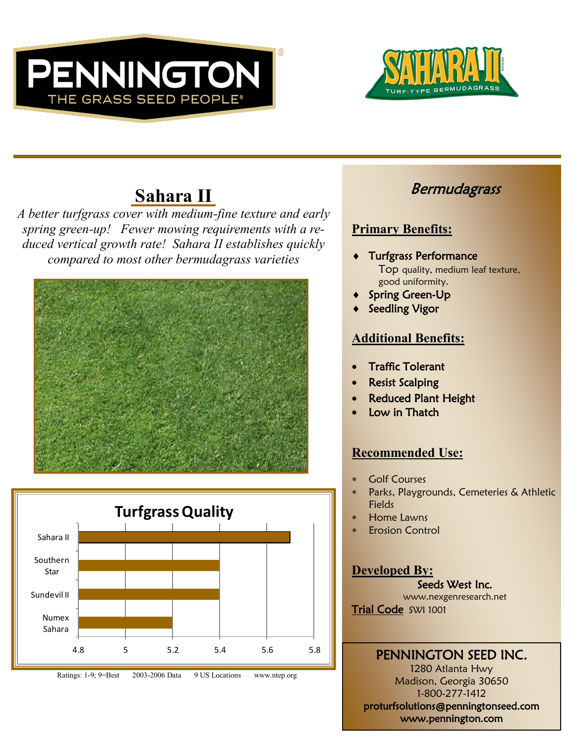PENNINGTON
THE GRASS SEED PEOPLE®

SAHARA II
TURF-TYPE BERMUDAGRASS

# Sahara II

*A better turfgrass cover with medium-fine texture and early spring green-up! Fewer mowing requirements with a reduced vertical growth rate! Sahara II establishes quickly compared to most other bermudagrass varieties*

Turfgrass Quality

Sahara II
Southern Star
Sundevil II
Numex Sahara

4.8
5
5.2
5.4
5.6
5.8

Ratings: 1-9; 9=Best 2003-2006 Data 9 US Locations www.ntep.org

## *Bermudagrass*

### Primary Benefits:

- **Turfgrass Performance**
  Top quality, medium leaf texture, good uniformity.
- **Spring Green-Up**
- **Seedling Vigor**

### Additional Benefits:

- Traffic Tolerant
- Resist Scalping
- Reduced Plant Height
- Low in Thatch

### Recommended Use:

- Golf Courses
- Parks, Playgrounds, Cemeteries & Athletic Fields
- Home Lawns
- Erosion Control

### Developed By:

Seeds West Inc.
www.nexgenresearch.net

**Trial Code** SWI 1001

**PENNINGTON SEED INC.**
1280 Atlanta Hwy
Madison, Georgia 30650
1-800-277-1412
proturfsolutions@penningtonseed.com
www.pennington.com